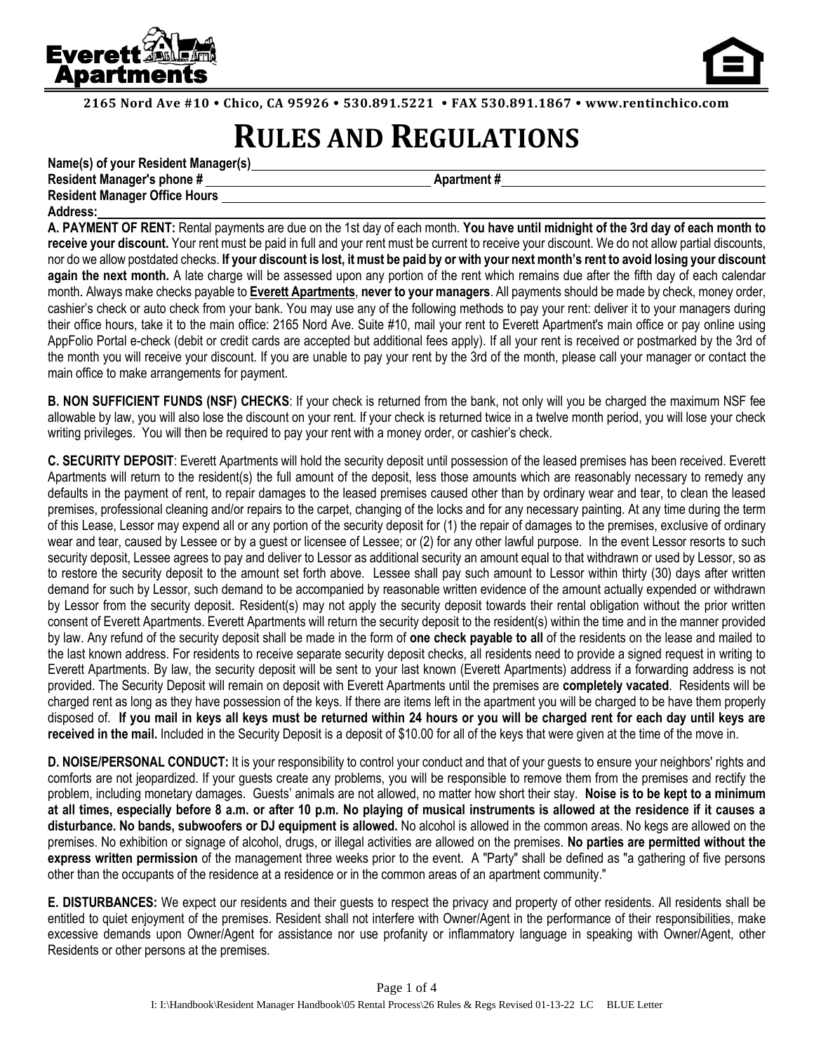**Everett Apartments**

2165 Nord Ave #10 • Chico, CA 95926 • 530.891.5221 • FAX 530.891.1867 • www.rentinchico.com

# RULES AND REGULATIONS

**Name(s) of your Resident Manager(s)** \_\_\_\_\_\_\_\_\_\_\_\_\_\_\_\_\_\_\_\_

**Resident Manager's phone #** \_\_\_\_\_\_\_\_\_\_\_\_\_\_\_\_\_\_\_\_ **Apartment #** \_\_\_\_\_\_\_\_\_\_\_\_\_\_\_\_\_\_\_\_

**Resident Manager Office Hours** \_\_\_\_\_\_\_\_\_\_\_\_\_\_\_\_\_\_\_\_

**Address:** \_\_\_\_\_\_\_\_\_\_\_\_\_\_\_\_\_\_\_\_

**A. PAYMENT OF RENT:** Rental payments are due on the 1st day of each month. **You have until midnight of the 3rd day of each month to receive your discount.** Your rent must be paid in full and your rent must be current to receive your discount. We do not allow partial discounts, nor do we allow postdated checks. **If your discount is lost, it must be paid by or with your next month's rent to avoid losing your discount again the next month.** A late charge will be assessed upon any portion of the rent which remains due after the fifth day of each calendar month. Always make checks payable to **Everett Apartments**, **never to your managers**. All payments should be made by check, money order, cashier's check or auto check from your bank. You may use any of the following methods to pay your rent: deliver it to your managers during their office hours, take it to the main office: 2165 Nord Ave. Suite #10, mail your rent to Everett Apartment's main office or pay online using AppFolio Portal e-check (debit or credit cards are accepted but additional fees apply). If all your rent is received or postmarked by the 3rd of the month you will receive your discount. If you are unable to pay your rent by the 3rd of the month, please call your manager or contact the main office to make arrangements for payment.

**B. NON SUFFICIENT FUNDS (NSF) CHECKS**: If your check is returned from the bank, not only will you be charged the maximum NSF fee allowable by law, you will also lose the discount on your rent. If your check is returned twice in a twelve month period, you will lose your check writing privileges. You will then be required to pay your rent with a money order, or cashier's check.

**C. SECURITY DEPOSIT**: Everett Apartments will hold the security deposit until possession of the leased premises has been received. Everett Apartments will return to the resident(s) the full amount of the deposit, less those amounts which are reasonably necessary to remedy any defaults in the payment of rent, to repair damages to the leased premises caused other than by ordinary wear and tear, to clean the leased premises, professional cleaning and/or repairs to the carpet, changing of the locks and for any necessary painting. At any time during the term of this Lease, Lessor may expend all or any portion of the security deposit for (1) the repair of damages to the premises, exclusive of ordinary wear and tear, caused by Lessee or by a guest or licensee of Lessee; or (2) for any other lawful purpose. In the event Lessor resorts to such security deposit, Lessee agrees to pay and deliver to Lessor as additional security an amount equal to that withdrawn or used by Lessor, so as to restore the security deposit to the amount set forth above. Lessee shall pay such amount to Lessor within thirty (30) days after written demand for such by Lessor, such demand to be accompanied by reasonable written evidence of the amount actually expended or withdrawn by Lessor from the security deposit. Resident(s) may not apply the security deposit towards their rental obligation without the prior written consent of Everett Apartments. Everett Apartments will return the security deposit to the resident(s) within the time and in the manner provided by law. Any refund of the security deposit shall be made in the form of **one check payable to all** of the residents on the lease and mailed to the last known address. For residents to receive separate security deposit checks, all residents need to provide a signed request in writing to Everett Apartments. By law, the security deposit will be sent to your last known (Everett Apartments) address if a forwarding address is not provided. The Security Deposit will remain on deposit with Everett Apartments until the premises are **completely vacated**. Residents will be charged rent as long as they have possession of the keys. If there are items left in the apartment you will be charged to be have them properly disposed of. **If you mail in keys all keys must be returned within 24 hours or you will be charged rent for each day until keys are received in the mail.** Included in the Security Deposit is a deposit of $10.00 for all of the keys that were given at the time of the move in.

**D. NOISE/PERSONAL CONDUCT:** It is your responsibility to control your conduct and that of your guests to ensure your neighbors' rights and comforts are not jeopardized. If your guests create any problems, you will be responsible to remove them from the premises and rectify the problem, including monetary damages. Guests' animals are not allowed, no matter how short their stay. **Noise is to be kept to a minimum at all times, especially before 8 a.m. or after 10 p.m. No playing of musical instruments is allowed at the residence if it causes a disturbance. No bands, subwoofers or DJ equipment is allowed.** No alcohol is allowed in the common areas. No kegs are allowed on the premises. No exhibition or signage of alcohol, drugs, or illegal activities are allowed on the premises. **No parties are permitted without the express written permission** of the management three weeks prior to the event. A "Party" shall be defined as "a gathering of five persons other than the occupants of the residence at a residence or in the common areas of an apartment community."

**E. DISTURBANCES:** We expect our residents and their guests to respect the privacy and property of other residents. All residents shall be entitled to quiet enjoyment of the premises. Resident shall not interfere with Owner/Agent in the performance of their responsibilities, make excessive demands upon Owner/Agent for assistance nor use profanity or inflammatory language in speaking with Owner/Agent, other Residents or other persons at the premises.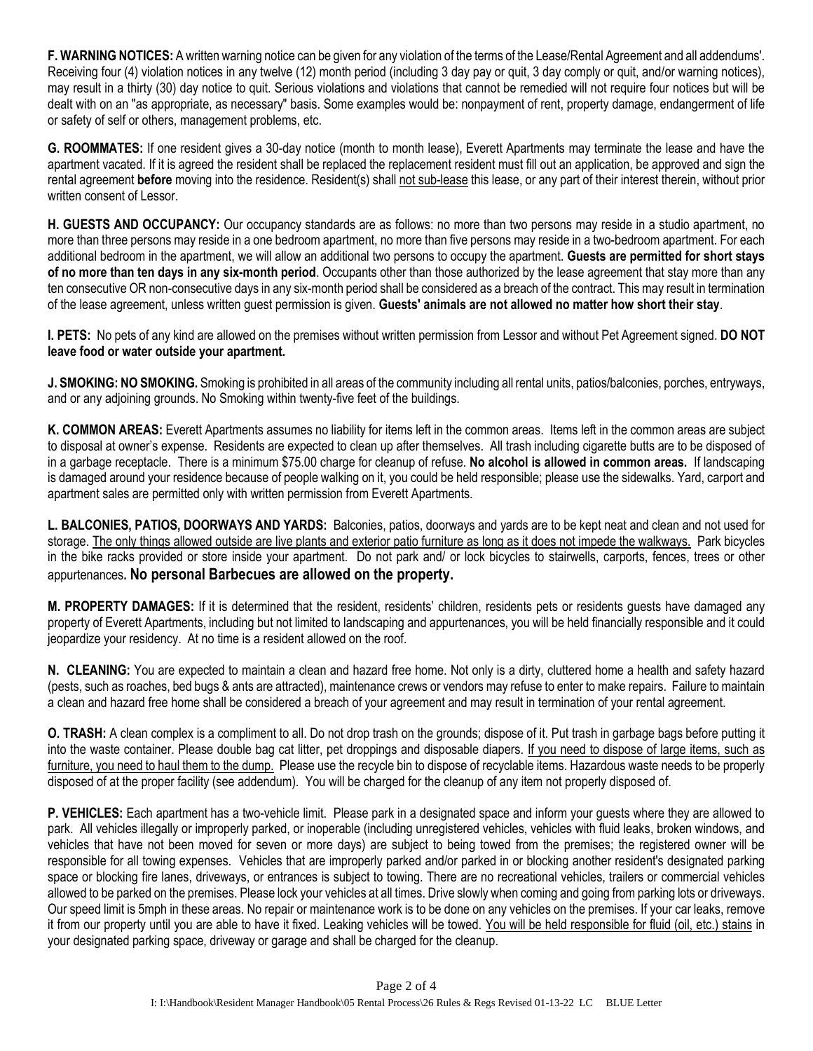**F. WARNING NOTICES:** A written warning notice can be given for any violation of the terms of the Lease/Rental Agreement and all addendums'. Receiving four (4) violation notices in any twelve (12) month period (including 3 day pay or quit, 3 day comply or quit, and/or warning notices), may result in a thirty (30) day notice to quit. Serious violations and violations that cannot be remedied will not require four notices but will be dealt with on an "as appropriate, as necessary" basis. Some examples would be: nonpayment of rent, property damage, endangerment of life or safety of self or others, management problems, etc.

**G. ROOMMATES:** If one resident gives a 30-day notice (month to month lease), Everett Apartments may terminate the lease and have the apartment vacated. If it is agreed the resident shall be replaced the replacement resident must fill out an application, be approved and sign the rental agreement **before** moving into the residence. Resident(s) shall <u>not sub-lease</u> this lease, or any part of their interest therein, without prior written consent of Lessor.

**H. GUESTS AND OCCUPANCY:** Our occupancy standards are as follows: no more than two persons may reside in a studio apartment, no more than three persons may reside in a one bedroom apartment, no more than five persons may reside in a two-bedroom apartment. For each additional bedroom in the apartment, we will allow an additional two persons to occupy the apartment. **Guests are permitted for short stays of no more than ten days in any six-month period**. Occupants other than those authorized by the lease agreement that stay more than any ten consecutive OR non-consecutive days in any six-month period shall be considered as a breach of the contract. This may result in termination of the lease agreement, unless written guest permission is given. **Guests' animals are not allowed no matter how short their stay**.

**I. PETS:** No pets of any kind are allowed on the premises without written permission from Lessor and without Pet Agreement signed. **DO NOT leave food or water outside your apartment.**

**J. SMOKING: NO SMOKING.** Smoking is prohibited in all areas of the community including all rental units, patios/balconies, porches, entryways, and or any adjoining grounds. No Smoking within twenty-five feet of the buildings.

**K. COMMON AREAS:** Everett Apartments assumes no liability for items left in the common areas. Items left in the common areas are subject to disposal at owner's expense. Residents are expected to clean up after themselves. All trash including cigarette butts are to be disposed of in a garbage receptacle. There is a minimum $75.00 charge for cleanup of refuse. **No alcohol is allowed in common areas.** If landscaping is damaged around your residence because of people walking on it, you could be held responsible; please use the sidewalks. Yard, carport and apartment sales are permitted only with written permission from Everett Apartments.

**L. BALCONIES, PATIOS, DOORWAYS AND YARDS:** Balconies, patios, doorways and yards are to be kept neat and clean and not used for storage. <u>The only things allowed outside are live plants and exterior patio furniture as long as it does not impede the walkways.</u> Park bicycles in the bike racks provided or store inside your apartment. Do not park and/ or lock bicycles to stairwells, carports, fences, trees or other appurtenances**. No personal Barbecues are allowed on the property.**

**M. PROPERTY DAMAGES:** If it is determined that the resident, residents' children, residents pets or residents guests have damaged any property of Everett Apartments, including but not limited to landscaping and appurtenances, you will be held financially responsible and it could jeopardize your residency. At no time is a resident allowed on the roof.

**N. CLEANING:** You are expected to maintain a clean and hazard free home. Not only is a dirty, cluttered home a health and safety hazard (pests, such as roaches, bed bugs & ants are attracted), maintenance crews or vendors may refuse to enter to make repairs. Failure to maintain a clean and hazard free home shall be considered a breach of your agreement and may result in termination of your rental agreement.

**O. TRASH:** A clean complex is a compliment to all. Do not drop trash on the grounds; dispose of it. Put trash in garbage bags before putting it into the waste container. Please double bag cat litter, pet droppings and disposable diapers. <u>If you need to dispose of large items, such as furniture, you need to haul them to the dump.</u> Please use the recycle bin to dispose of recyclable items. Hazardous waste needs to be properly disposed of at the proper facility (see addendum). You will be charged for the cleanup of any item not properly disposed of.

**P. VEHICLES:** Each apartment has a two-vehicle limit. Please park in a designated space and inform your guests where they are allowed to park. All vehicles illegally or improperly parked, or inoperable (including unregistered vehicles, vehicles with fluid leaks, broken windows, and vehicles that have not been moved for seven or more days) are subject to being towed from the premises; the registered owner will be responsible for all towing expenses. Vehicles that are improperly parked and/or parked in or blocking another resident's designated parking space or blocking fire lanes, driveways, or entrances is subject to towing. There are no recreational vehicles, trailers or commercial vehicles allowed to be parked on the premises. Please lock your vehicles at all times. Drive slowly when coming and going from parking lots or driveways. Our speed limit is 5mph in these areas. No repair or maintenance work is to be done on any vehicles on the premises. If your car leaks, remove it from our property until you are able to have it fixed. Leaking vehicles will be towed. <u>You will be held responsible for fluid (oil, etc.) stains</u> in your designated parking space, driveway or garage and shall be charged for the cleanup.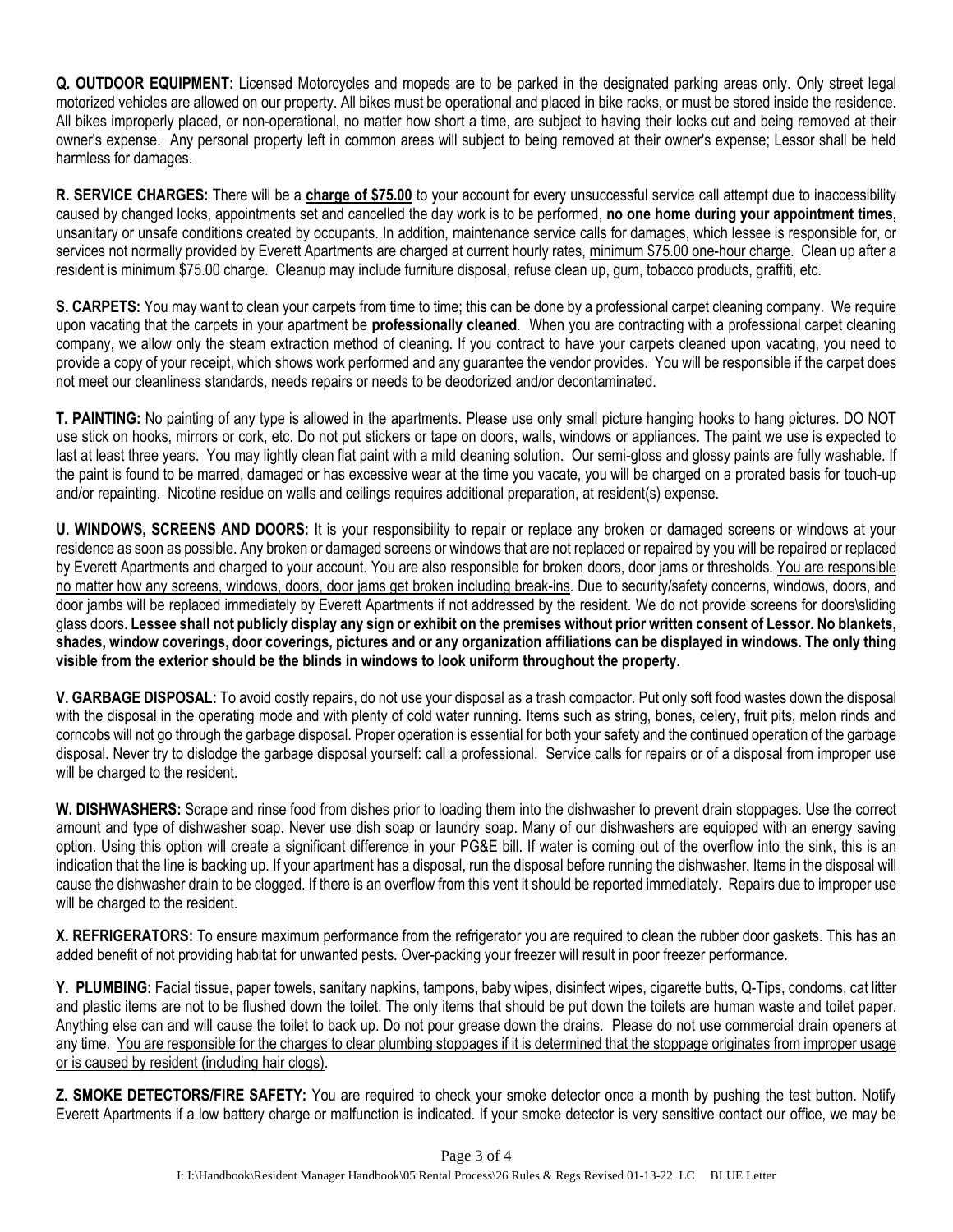**Q. OUTDOOR EQUIPMENT:** Licensed Motorcycles and mopeds are to be parked in the designated parking areas only. Only street legal motorized vehicles are allowed on our property. All bikes must be operational and placed in bike racks, or must be stored inside the residence. All bikes improperly placed, or non-operational, no matter how short a time, are subject to having their locks cut and being removed at their owner's expense. Any personal property left in common areas will subject to being removed at their owner's expense; Lessor shall be held harmless for damages.

**R. SERVICE CHARGES:** There will be a **charge of $75.00** to your account for every unsuccessful service call attempt due to inaccessibility caused by changed locks, appointments set and cancelled the day work is to be performed, **no one home during your appointment times,** unsanitary or unsafe conditions created by occupants. In addition, maintenance service calls for damages, which lessee is responsible for, or services not normally provided by Everett Apartments are charged at current hourly rates, minimum $75.00 one-hour charge. Clean up after a resident is minimum $75.00 charge. Cleanup may include furniture disposal, refuse clean up, gum, tobacco products, graffiti, etc.

**S. CARPETS:** You may want to clean your carpets from time to time; this can be done by a professional carpet cleaning company. We require upon vacating that the carpets in your apartment be **professionally cleaned**. When you are contracting with a professional carpet cleaning company, we allow only the steam extraction method of cleaning. If you contract to have your carpets cleaned upon vacating, you need to provide a copy of your receipt, which shows work performed and any guarantee the vendor provides. You will be responsible if the carpet does not meet our cleanliness standards, needs repairs or needs to be deodorized and/or decontaminated.

**T. PAINTING:** No painting of any type is allowed in the apartments. Please use only small picture hanging hooks to hang pictures. DO NOT use stick on hooks, mirrors or cork, etc. Do not put stickers or tape on doors, walls, windows or appliances. The paint we use is expected to last at least three years. You may lightly clean flat paint with a mild cleaning solution. Our semi-gloss and glossy paints are fully washable. If the paint is found to be marred, damaged or has excessive wear at the time you vacate, you will be charged on a prorated basis for touch-up and/or repainting. Nicotine residue on walls and ceilings requires additional preparation, at resident(s) expense.

**U. WINDOWS, SCREENS AND DOORS:** It is your responsibility to repair or replace any broken or damaged screens or windows at your residence as soon as possible. Any broken or damaged screens or windows that are not replaced or repaired by you will be repaired or replaced by Everett Apartments and charged to your account. You are also responsible for broken doors, door jams or thresholds. You are responsible no matter how any screens, windows, doors, door jams get broken including break-ins. Due to security/safety concerns, windows, doors, and door jambs will be replaced immediately by Everett Apartments if not addressed by the resident. We do not provide screens for doors\sliding glass doors. **Lessee shall not publicly display any sign or exhibit on the premises without prior written consent of Lessor. No blankets, shades, window coverings, door coverings, pictures and or any organization affiliations can be displayed in windows. The only thing visible from the exterior should be the blinds in windows to look uniform throughout the property.**

**V. GARBAGE DISPOSAL:** To avoid costly repairs, do not use your disposal as a trash compactor. Put only soft food wastes down the disposal with the disposal in the operating mode and with plenty of cold water running. Items such as string, bones, celery, fruit pits, melon rinds and corncobs will not go through the garbage disposal. Proper operation is essential for both your safety and the continued operation of the garbage disposal. Never try to dislodge the garbage disposal yourself: call a professional. Service calls for repairs or of a disposal from improper use will be charged to the resident.

**W. DISHWASHERS:** Scrape and rinse food from dishes prior to loading them into the dishwasher to prevent drain stoppages. Use the correct amount and type of dishwasher soap. Never use dish soap or laundry soap. Many of our dishwashers are equipped with an energy saving option. Using this option will create a significant difference in your PG&E bill. If water is coming out of the overflow into the sink, this is an indication that the line is backing up. If your apartment has a disposal, run the disposal before running the dishwasher. Items in the disposal will cause the dishwasher drain to be clogged. If there is an overflow from this vent it should be reported immediately. Repairs due to improper use will be charged to the resident.

**X. REFRIGERATORS:** To ensure maximum performance from the refrigerator you are required to clean the rubber door gaskets. This has an added benefit of not providing habitat for unwanted pests. Over-packing your freezer will result in poor freezer performance.

**Y. PLUMBING:** Facial tissue, paper towels, sanitary napkins, tampons, baby wipes, disinfect wipes, cigarette butts, Q-Tips, condoms, cat litter and plastic items are not to be flushed down the toilet. The only items that should be put down the toilets are human waste and toilet paper. Anything else can and will cause the toilet to back up. Do not pour grease down the drains. Please do not use commercial drain openers at any time. You are responsible for the charges to clear plumbing stoppages if it is determined that the stoppage originates from improper usage or is caused by resident (including hair clogs).

**Z. SMOKE DETECTORS/FIRE SAFETY:** You are required to check your smoke detector once a month by pushing the test button. Notify Everett Apartments if a low battery charge or malfunction is indicated. If your smoke detector is very sensitive contact our office, we may be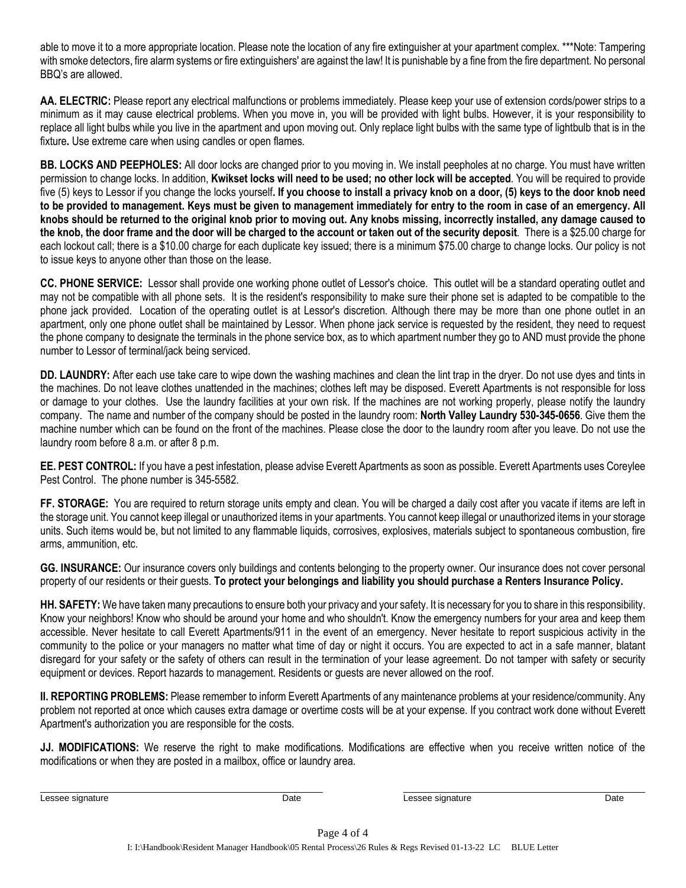able to move it to a more appropriate location. Please note the location of any fire extinguisher at your apartment complex. ***Note: Tampering with smoke detectors, fire alarm systems or fire extinguishers' are against the law! It is punishable by a fine from the fire department. No personal BBQ's are allowed.

**AA. ELECTRIC:** Please report any electrical malfunctions or problems immediately. Please keep your use of extension cords/power strips to a minimum as it may cause electrical problems. When you move in, you will be provided with light bulbs. However, it is your responsibility to replace all light bulbs while you live in the apartment and upon moving out. Only replace light bulbs with the same type of lightbulb that is in the fixture**.** Use extreme care when using candles or open flames.

**BB. LOCKS AND PEEPHOLES:** All door locks are changed prior to you moving in. We install peepholes at no charge. You must have written permission to change locks. In addition, **Kwikset locks will need to be used; no other lock will be accepted**. You will be required to provide five (5) keys to Lessor if you change the locks yourself**. If you choose to install a privacy knob on a door, (5) keys to the door knob need to be provided to management. Keys must be given to management immediately for entry to the room in case of an emergency. All knobs should be returned to the original knob prior to moving out. Any knobs missing, incorrectly installed, any damage caused to the knob, the door frame and the door will be charged to the account or taken out of the security deposit**. There is a $25.00 charge for each lockout call; there is a $10.00 charge for each duplicate key issued; there is a minimum $75.00 charge to change locks. Our policy is not to issue keys to anyone other than those on the lease.

**CC. PHONE SERVICE:** Lessor shall provide one working phone outlet of Lessor's choice. This outlet will be a standard operating outlet and may not be compatible with all phone sets. It is the resident's responsibility to make sure their phone set is adapted to be compatible to the phone jack provided. Location of the operating outlet is at Lessor's discretion. Although there may be more than one phone outlet in an apartment, only one phone outlet shall be maintained by Lessor. When phone jack service is requested by the resident, they need to request the phone company to designate the terminals in the phone service box, as to which apartment number they go to AND must provide the phone number to Lessor of terminal/jack being serviced.

**DD. LAUNDRY:** After each use take care to wipe down the washing machines and clean the lint trap in the dryer. Do not use dyes and tints in the machines. Do not leave clothes unattended in the machines; clothes left may be disposed. Everett Apartments is not responsible for loss or damage to your clothes. Use the laundry facilities at your own risk. If the machines are not working properly, please notify the laundry company. The name and number of the company should be posted in the laundry room: **North Valley Laundry 530-345-0656**. Give them the machine number which can be found on the front of the machines. Please close the door to the laundry room after you leave. Do not use the laundry room before 8 a.m. or after 8 p.m.

**EE. PEST CONTROL:** If you have a pest infestation, please advise Everett Apartments as soon as possible. Everett Apartments uses Coreylee Pest Control. The phone number is 345-5582.

**FF. STORAGE:** You are required to return storage units empty and clean. You will be charged a daily cost after you vacate if items are left in the storage unit. You cannot keep illegal or unauthorized items in your apartments. You cannot keep illegal or unauthorized items in your storage units. Such items would be, but not limited to any flammable liquids, corrosives, explosives, materials subject to spontaneous combustion, fire arms, ammunition, etc.

**GG. INSURANCE:** Our insurance covers only buildings and contents belonging to the property owner. Our insurance does not cover personal property of our residents or their guests. **To protect your belongings and liability you should purchase a Renters Insurance Policy.**

**HH. SAFETY:** We have taken many precautions to ensure both your privacy and your safety. It is necessary for you to share in this responsibility. Know your neighbors! Know who should be around your home and who shouldn't. Know the emergency numbers for your area and keep them accessible. Never hesitate to call Everett Apartments/911 in the event of an emergency. Never hesitate to report suspicious activity in the community to the police or your managers no matter what time of day or night it occurs. You are expected to act in a safe manner, blatant disregard for your safety or the safety of others can result in the termination of your lease agreement. Do not tamper with safety or security equipment or devices. Report hazards to management. Residents or guests are never allowed on the roof.

**II. REPORTING PROBLEMS:** Please remember to inform Everett Apartments of any maintenance problems at your residence/community. Any problem not reported at once which causes extra damage or overtime costs will be at your expense. If you contract work done without Everett Apartment's authorization you are responsible for the costs.

**JJ. MODIFICATIONS:** We reserve the right to make modifications. Modifications are effective when you receive written notice of the modifications or when they are posted in a mailbox, office or laundry area.

Lessee signature                Date                Lessee signature                Date

I: I:\Handbook\Resident Manager Handbook\05 Rental Process\26 Rules & Regs Revised 01-13-22 LC     BLUE Letter